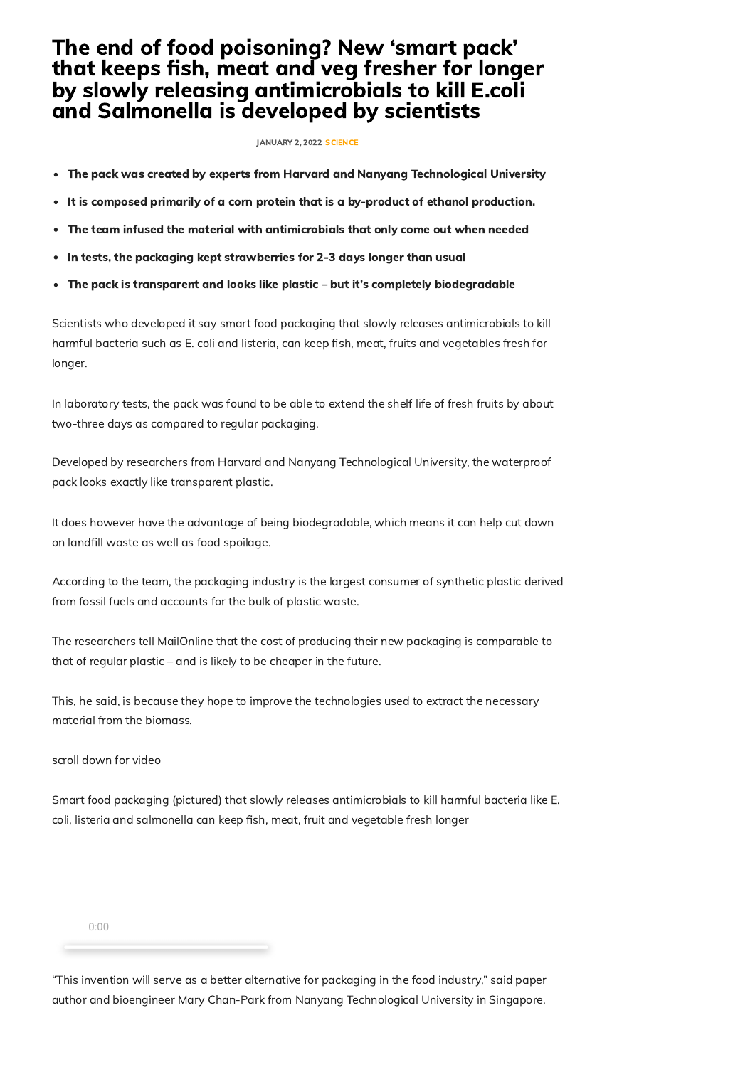# The end of food poisoning? New 'smart pack' that keeps fish, meat and veg fresher for longer by slowly releasing antimicrobials to kill E.coli and Salmonella is developed by scientists

JANUARY 2, 2022 SCIENCE

- **The pack was created by experts from Harvard and Nanyang Technological University**
- **It is composed primarily of a corn protein that is a by-product of ethanol production.**
- **The team infused the material with antimicrobials that only come out when needed**
- **In tests, the packaging kept strawberries for 2-3 days longer than usual**
- **The pack is transparent and looks like plastic – but it's completely biodegradable**

Scientists who developed it say smart food packaging that slowly releases antimicrobials to kill harmful bacteria such as E. coli and listeria, can keep fish, meat, fruits and vegetables fresh for longer.

In laboratory tests, the pack was found to be able to extend the shelf life of fresh fruits by about two-three days as compared to regular packaging.

Developed by researchers from Harvard and Nanyang Technological University, the waterproof pack looks exactly like transparent plastic.

It does however have the advantage of being biodegradable, which means it can help cut down on landfill waste as well as food spoilage.

According to the team, the packaging industry is the largest consumer of synthetic plastic derived from fossil fuels and accounts for the bulk of plastic waste.

The researchers tell MailOnline that the cost of producing their new packaging is comparable to that of regular plastic – and is likely to be cheaper in the future.

This, he said, is because they hope to improve the technologies used to extract the necessary material from the biomass.

scroll down for video

Smart food packaging (pictured) that slowly releases antimicrobials to kill harmful bacteria like E. coli, listeria and salmonella can keep fish, meat, fruit and vegetable fresh longer

0:00

"This invention will serve as a better alternative for packaging in the food industry," said paper author and bioengineer Mary Chan-Park from Nanyang Technological University in Singapore.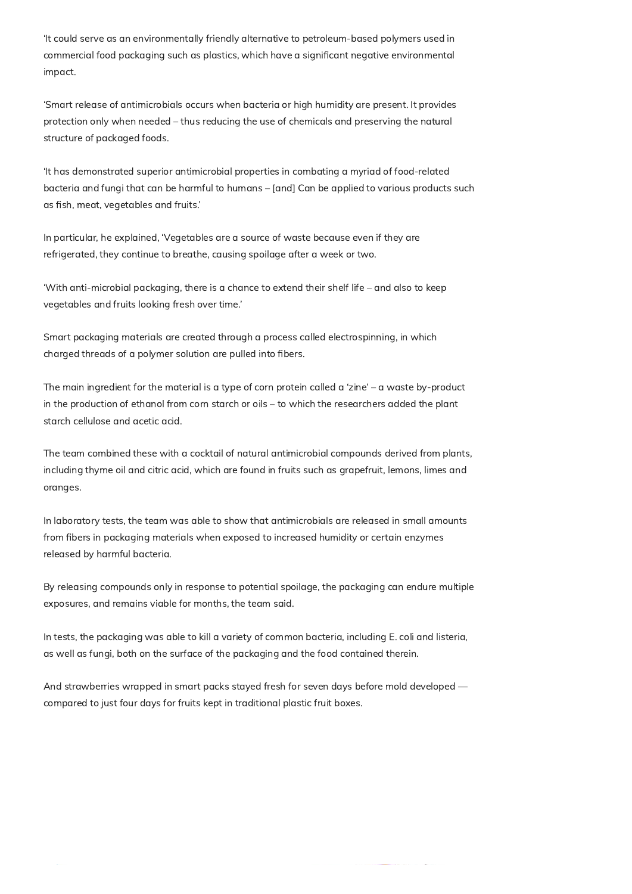'It could serve as an environmentally friendly alternative to petroleum-based polymers used in commercial food packaging such as plastics, which have a significant negative environmental impact.

'Smart release of antimicrobials occurs when bacteria or high humidity are present. It provides protection only when needed – thus reducing the use of chemicals and preserving the natural structure of packaged foods.

'It has demonstrated superior antimicrobial properties in combating a myriad of food-related bacteria and fungi that can be harmful to humans – [and] Can be applied to various products such as fish, meat, vegetables and fruits.'

In particular, he explained, 'Vegetables are a source of waste because even if they are refrigerated, they continue to breathe, causing spoilage after a week or two.

'With anti-microbial packaging, there is a chance to extend their shelf life – and also to keep vegetables and fruits looking fresh over time.'

Smart packaging materials are created through a process called electrospinning, in which charged threads of a polymer solution are pulled into fibers.

The main ingredient for the material is a type of corn protein called a 'zine' – a waste by-product in the production of ethanol from corn starch or oils – to which the researchers added the plant starch cellulose and acetic acid.

The team combined these with a cocktail of natural antimicrobial compounds derived from plants, including thyme oil and citric acid, which are found in fruits such as grapefruit, lemons, limes and oranges.

In laboratory tests, the team was able to show that antimicrobials are released in small amounts from fibers in packaging materials when exposed to increased humidity or certain enzymes released by harmful bacteria.

By releasing compounds only in response to potential spoilage, the packaging can endure multiple exposures, and remains viable for months, the team said.

In tests, the packaging was able to kill a variety of common bacteria, including E. coli and listeria, as well as fungi, both on the surface of the packaging and the food contained therein.

And strawberries wrapped in smart packs stayed fresh for seven days before mold developed — compared to just four days for fruits kept in traditional plastic fruit boxes.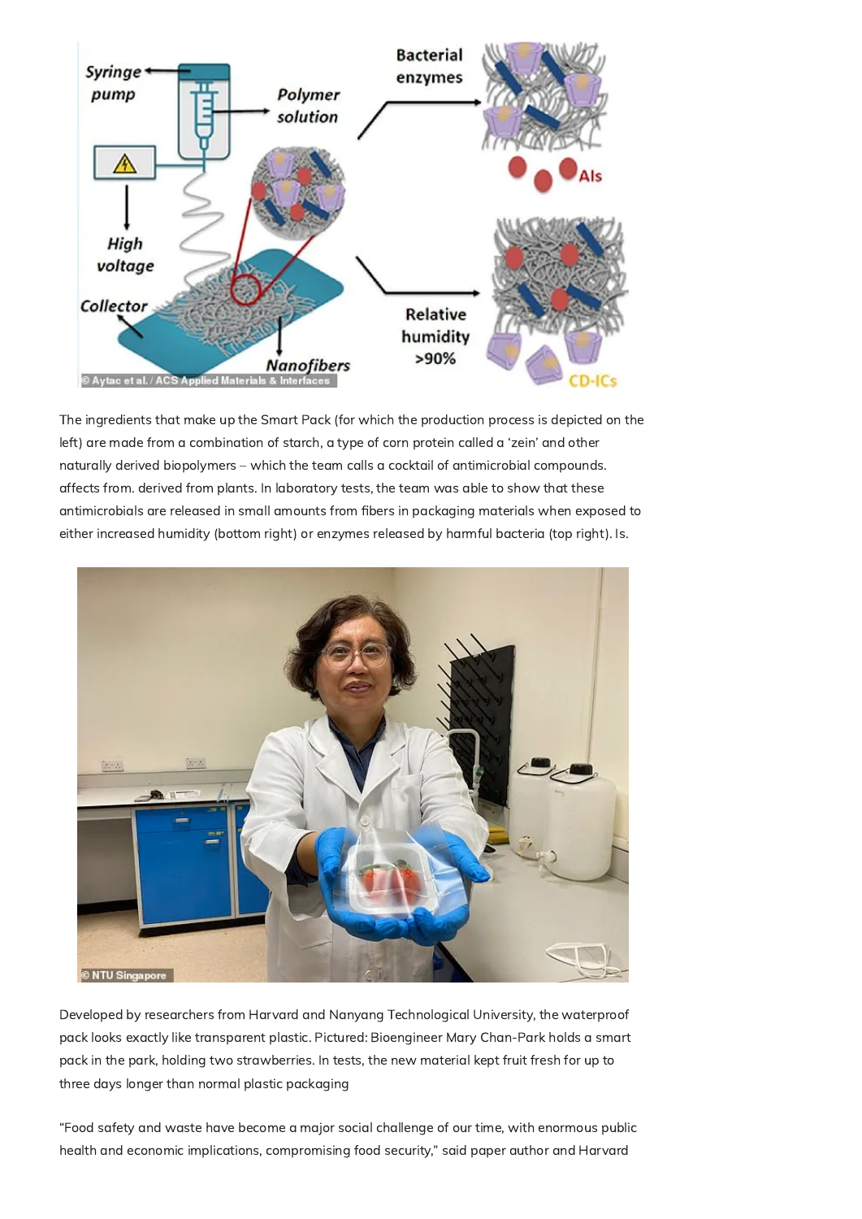The ingredients that make up the Smart Pack (for which the production process is depicted on the left) are made from a combination of starch, a type of corn protein called a 'zein' and other naturally derived biopolymers – which the team calls a cocktail of antimicrobial compounds. affects from. derived from plants. In laboratory tests, the team was able to show that these antimicrobials are released in small amounts from fibers in packaging materials when exposed to either increased humidity (bottom right) or enzymes released by harmful bacteria (top right). Is.

Developed by researchers from Harvard and Nanyang Technological University, the waterproof pack looks exactly like transparent plastic. Pictured: Bioengineer Mary Chan-Park holds a smart pack in the park, holding two strawberries. In tests, the new material kept fruit fresh for up to three days longer than normal plastic packaging

"Food safety and waste have become a major social challenge of our time, with enormous public health and economic implications, compromising food security," said paper author and Harvard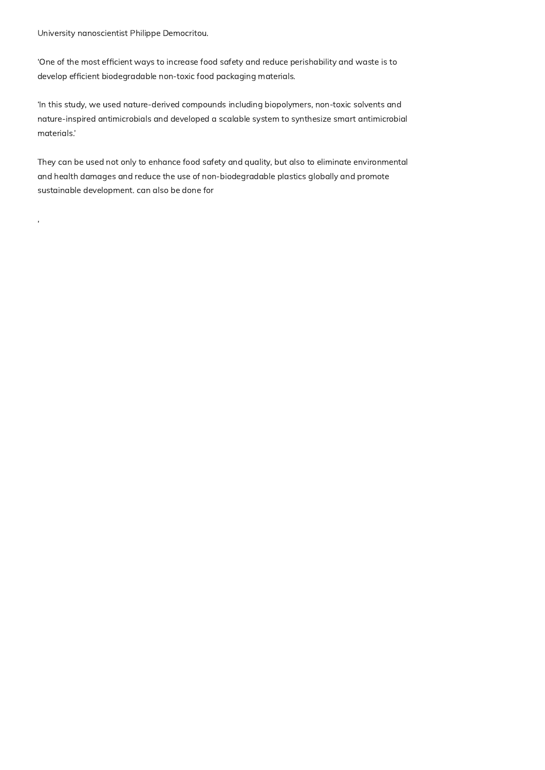University nanoscientist Philippe Demokritou.

'One of the most efficient ways to increase food safety and reduce perishability and waste is to develop efficient biodegradable non-toxic food packaging materials.

'In this study, we used nature-derived compounds including biopolymers, non-toxic solvents and nature-inspired antimicrobials and developed a scalable system to synthesize smart antimicrobial materials.'

They can be used not only to enhance food safety and quality, but also to eliminate environmental and health damages and reduce the use of non-biodegradable plastics globally and promote sustainable development. can also be done for

,